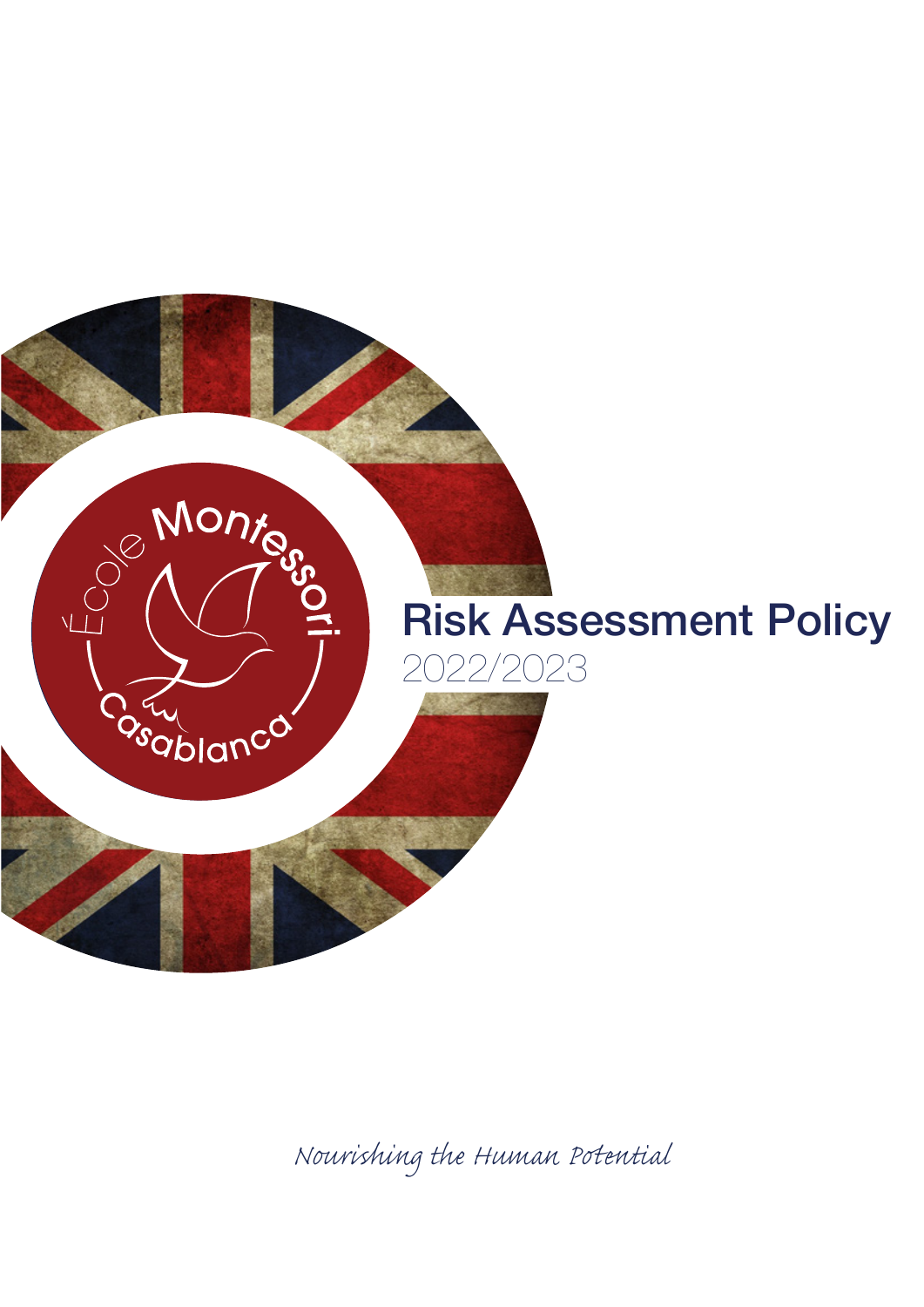École Montessori Casablanca

# Risk Assessment Policy

2022/2023

*Nourishing the Human Potential*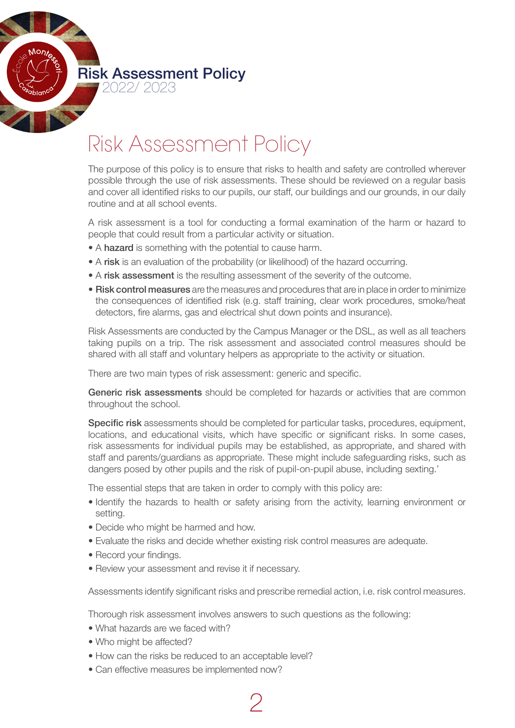# Risk Assessment Policy

The purpose of this policy is to ensure that risks to health and safety are controlled wherever possible through the use of risk assessments. These should be reviewed on a regular basis and cover all identified risks to our pupils, our staff, our buildings and our grounds, in our daily routine and at all school events.

A risk assessment is a tool for conducting a formal examination of the harm or hazard to people that could result from a particular activity or situation.

- A **hazard** is something with the potential to cause harm.
- A **risk** is an evaluation of the probability (or likelihood) of the hazard occurring.
- A **risk assessment** is the resulting assessment of the severity of the outcome.
- **Risk control measures** are the measures and procedures that are in place in order to minimize the consequences of identified risk (e.g. staff training, clear work procedures, smoke/heat detectors, fire alarms, gas and electrical shut down points and insurance).

Risk Assessments are conducted by the Campus Manager or the DSL, as well as all teachers taking pupils on a trip. The risk assessment and associated control measures should be shared with all staff and voluntary helpers as appropriate to the activity or situation.

There are two main types of risk assessment: generic and specific.

**Generic risk assessments** should be completed for hazards or activities that are common throughout the school.

**Specific risk** assessments should be completed for particular tasks, procedures, equipment, locations, and educational visits, which have specific or significant risks. In some cases, risk assessments for individual pupils may be established, as appropriate, and shared with staff and parents/guardians as appropriate. These might include safeguarding risks, such as dangers posed by other pupils and the risk of pupil-on-pupil abuse, including sexting.'

The essential steps that are taken in order to comply with this policy are:

- Identify the hazards to health or safety arising from the activity, learning environment or setting.
- Decide who might be harmed and how.
- Evaluate the risks and decide whether existing risk control measures are adequate.
- Record your findings.
- Review your assessment and revise it if necessary.

Assessments identify significant risks and prescribe remedial action, i.e. risk control measures.

Thorough risk assessment involves answers to such questions as the following:

- What hazards are we faced with?
- Who might be affected?
- How can the risks be reduced to an acceptable level?
- Can effective measures be implemented now?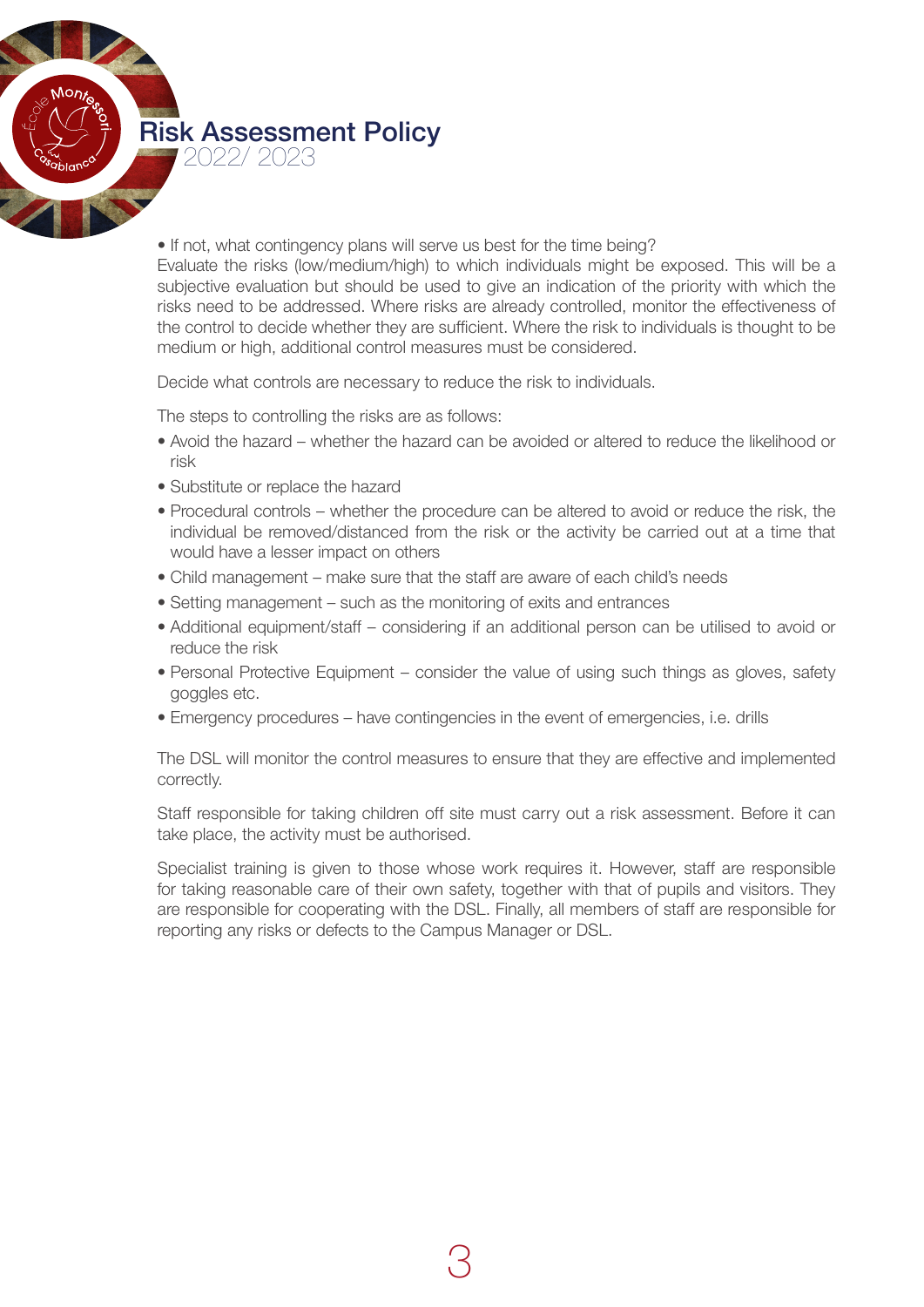- If not, what contingency plans will serve us best for the time being?

Evaluate the risks (low/medium/high) to which individuals might be exposed. This will be a subjective evaluation but should be used to give an indication of the priority with which the risks need to be addressed. Where risks are already controlled, monitor the effectiveness of the control to decide whether they are sufficient. Where the risk to individuals is thought to be medium or high, additional control measures must be considered.

Decide what controls are necessary to reduce the risk to individuals.

The steps to controlling the risks are as follows:

- Avoid the hazard – whether the hazard can be avoided or altered to reduce the likelihood or risk
- Substitute or replace the hazard
- Procedural controls – whether the procedure can be altered to avoid or reduce the risk, the individual be removed/distanced from the risk or the activity be carried out at a time that would have a lesser impact on others
- Child management – make sure that the staff are aware of each child's needs
- Setting management – such as the monitoring of exits and entrances
- Additional equipment/staff – considering if an additional person can be utilised to avoid or reduce the risk
- Personal Protective Equipment – consider the value of using such things as gloves, safety goggles etc.
- Emergency procedures – have contingencies in the event of emergencies, i.e. drills

The DSL will monitor the control measures to ensure that they are effective and implemented correctly.

Staff responsible for taking children off site must carry out a risk assessment. Before it can take place, the activity must be authorised.

Specialist training is given to those whose work requires it. However, staff are responsible for taking reasonable care of their own safety, together with that of pupils and visitors. They are responsible for cooperating with the DSL. Finally, all members of staff are responsible for reporting any risks or defects to the Campus Manager or DSL.